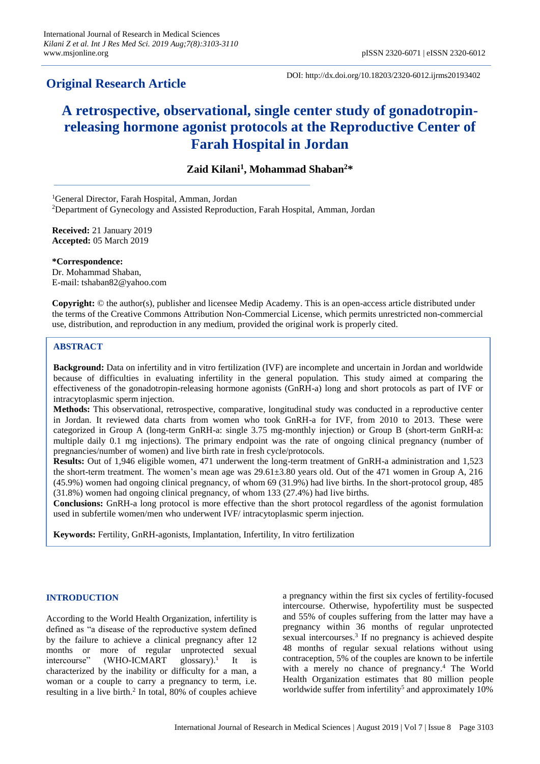**Original Research Article**

DOI: http://dx.doi.org/10.18203/2320-6012.ijrms20193402

# A retrospective, observational, single center study of gonadotropin-releasing hormone agonist protocols at the Reproductive Center of Farah Hospital in Jordan

**Zaid Kilani[1], Mohammad Shaban[2]***

[1]General Director, Farah Hospital, Amman, Jordan
[2]Department of Gynecology and Assisted Reproduction, Farah Hospital, Amman, Jordan

**Received:** 21 January 2019
**Accepted:** 05 March 2019

**\*Correspondence:**
Dr. Mohammad Shaban,
E-mail: tshaban82@yahoo.com

**Copyright:** © the author(s), publisher and licensee Medip Academy. This is an open-access article distributed under the terms of the Creative Commons Attribution Non-Commercial License, which permits unrestricted non-commercial use, distribution, and reproduction in any medium, provided the original work is properly cited.

## ABSTRACT

**Background:** Data on infertility and in vitro fertilization (IVF) are incomplete and uncertain in Jordan and worldwide because of difficulties in evaluating infertility in the general population. This study aimed at comparing the effectiveness of the gonadotropin-releasing hormone agonists (GnRH-a) long and short protocols as part of IVF or intracytoplasmic sperm injection.

**Methods:** This observational, retrospective, comparative, longitudinal study was conducted in a reproductive center in Jordan. It reviewed data charts from women who took GnRH-a for IVF, from 2010 to 2013. These were categorized in Group A (long-term GnRH-a: single 3.75 mg-monthly injection) or Group B (short-term GnRH-a: multiple daily 0.1 mg injections). The primary endpoint was the rate of ongoing clinical pregnancy (number of pregnancies/number of women) and live birth rate in fresh cycle/protocols.

**Results:** Out of 1,946 eligible women, 471 underwent the long-term treatment of GnRH-a administration and 1,523 the short-term treatment. The women's mean age was 29.61±3.80 years old. Out of the 471 women in Group A, 216 (45.9%) women had ongoing clinical pregnancy, of whom 69 (31.9%) had live births. In the short-protocol group, 485 (31.8%) women had ongoing clinical pregnancy, of whom 133 (27.4%) had live births.

**Conclusions:** GnRH-a long protocol is more effective than the short protocol regardless of the agonist formulation used in subfertile women/men who underwent IVF/ intracytoplasmic sperm injection.

**Keywords:** Fertility, GnRH-agonists, Implantation, Infertility, In vitro fertilization

## INTRODUCTION

According to the World Health Organization, infertility is defined as "a disease of the reproductive system defined by the failure to achieve a clinical pregnancy after 12 months or more of regular unprotected sexual intercourse" (WHO-ICMART glossary).[1] It is characterized by the inability or difficulty for a man, a woman or a couple to carry a pregnancy to term, i.e. resulting in a live birth.[2] In total, 80% of couples achieve a pregnancy within the first six cycles of fertility-focused intercourse. Otherwise, hypofertility must be suspected and 55% of couples suffering from the latter may have a pregnancy within 36 months of regular unprotected sexual intercourses.[3] If no pregnancy is achieved despite 48 months of regular sexual relations without using contraception, 5% of the couples are known to be infertile with a merely no chance of pregnancy.[4] The World Health Organization estimates that 80 million people worldwide suffer from infertility[5] and approximately 10%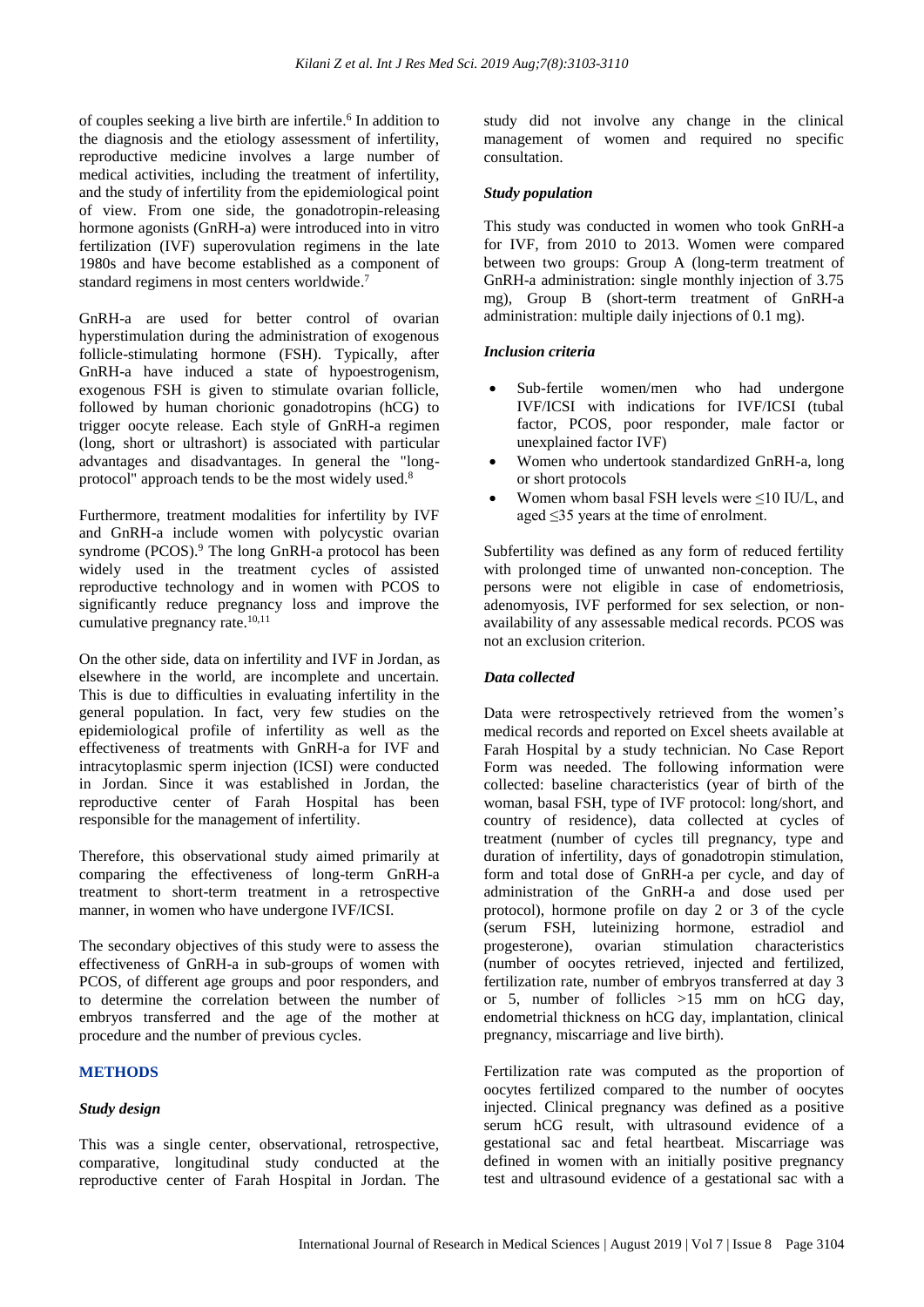of couples seeking a live birth are infertile.[6] In addition to the diagnosis and the etiology assessment of infertility, reproductive medicine involves a large number of medical activities, including the treatment of infertility, and the study of infertility from the epidemiological point of view. From one side, the gonadotropin-releasing hormone agonists (GnRH-a) were introduced into in vitro fertilization (IVF) superovulation regimens in the late 1980s and have become established as a component of standard regimens in most centers worldwide.[7]

GnRH-a are used for better control of ovarian hyperstimulation during the administration of exogenous follicle-stimulating hormone (FSH). Typically, after GnRH-a have induced a state of hypoestrogenism, exogenous FSH is given to stimulate ovarian follicle, followed by human chorionic gonadotropins (hCG) to trigger oocyte release. Each style of GnRH-a regimen (long, short or ultrashort) is associated with particular advantages and disadvantages. In general the "long-protocol" approach tends to be the most widely used.[8]

Furthermore, treatment modalities for infertility by IVF and GnRH-a include women with polycystic ovarian syndrome (PCOS).[9] The long GnRH-a protocol has been widely used in the treatment cycles of assisted reproductive technology and in women with PCOS to significantly reduce pregnancy loss and improve the cumulative pregnancy rate.[10,11]

On the other side, data on infertility and IVF in Jordan, as elsewhere in the world, are incomplete and uncertain. This is due to difficulties in evaluating infertility in the general population. In fact, very few studies on the epidemiological profile of infertility as well as the effectiveness of treatments with GnRH-a for IVF and intracytoplasmic sperm injection (ICSI) were conducted in Jordan. Since it was established in Jordan, the reproductive center of Farah Hospital has been responsible for the management of infertility.

Therefore, this observational study aimed primarily at comparing the effectiveness of long-term GnRH-a treatment to short-term treatment in a retrospective manner, in women who have undergone IVF/ICSI.

The secondary objectives of this study were to assess the effectiveness of GnRH-a in sub-groups of women with PCOS, of different age groups and poor responders, and to determine the correlation between the number of embryos transferred and the age of the mother at procedure and the number of previous cycles.

## METHODS

### *Study design*

This was a single center, observational, retrospective, comparative, longitudinal study conducted at the reproductive center of Farah Hospital in Jordan. The study did not involve any change in the clinical management of women and required no specific consultation.

### *Study population*

This study was conducted in women who took GnRH-a for IVF, from 2010 to 2013. Women were compared between two groups: Group A (long-term treatment of GnRH-a administration: single monthly injection of 3.75 mg), Group B (short-term treatment of GnRH-a administration: multiple daily injections of 0.1 mg).

### *Inclusion criteria*

- Sub-fertile women/men who had undergone IVF/ICSI with indications for IVF/ICSI (tubal factor, PCOS, poor responder, male factor or unexplained factor IVF)
- Women who undertook standardized GnRH-a, long or short protocols
- Women whom basal FSH levels were ≤10 IU/L, and aged ≤35 years at the time of enrolment.

Subfertility was defined as any form of reduced fertility with prolonged time of unwanted non-conception. The persons were not eligible in case of endometriosis, adenomyosis, IVF performed for sex selection, or non-availability of any assessable medical records. PCOS was not an exclusion criterion.

### *Data collected*

Data were retrospectively retrieved from the women's medical records and reported on Excel sheets available at Farah Hospital by a study technician. No Case Report Form was needed. The following information were collected: baseline characteristics (year of birth of the woman, basal FSH, type of IVF protocol: long/short, and country of residence), data collected at cycles of treatment (number of cycles till pregnancy, type and duration of infertility, days of gonadotropin stimulation, form and total dose of GnRH-a per cycle, and day of administration of the GnRH-a and dose used per protocol), hormone profile on day 2 or 3 of the cycle (serum FSH, luteinizing hormone, estradiol and progesterone), ovarian stimulation characteristics (number of oocytes retrieved, injected and fertilized, fertilization rate, number of embryos transferred at day 3 or 5, number of follicles >15 mm on hCG day, endometrial thickness on hCG day, implantation, clinical pregnancy, miscarriage and live birth).

Fertilization rate was computed as the proportion of oocytes fertilized compared to the number of oocytes injected. Clinical pregnancy was defined as a positive serum hCG result, with ultrasound evidence of a gestational sac and fetal heartbeat. Miscarriage was defined in women with an initially positive pregnancy test and ultrasound evidence of a gestational sac with a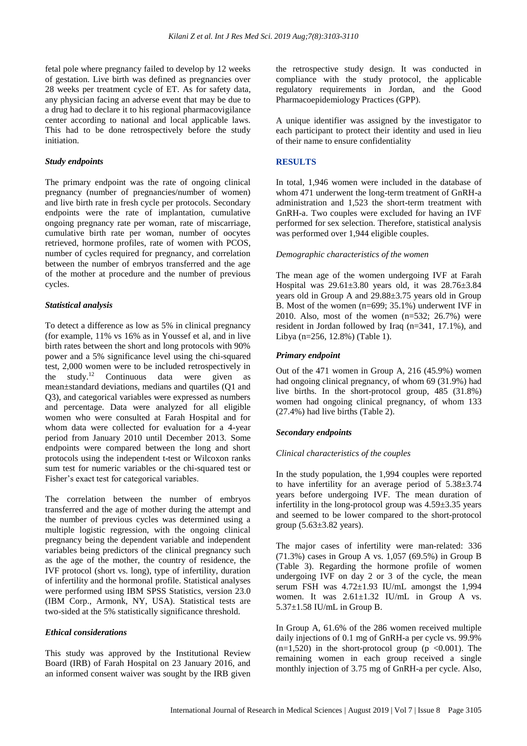fetal pole where pregnancy failed to develop by 12 weeks of gestation. Live birth was defined as pregnancies over 28 weeks per treatment cycle of ET. As for safety data, any physician facing an adverse event that may be due to a drug had to declare it to his regional pharmacovigilance center according to national and local applicable laws. This had to be done retrospectively before the study initiation.

### *Study endpoints*

The primary endpoint was the rate of ongoing clinical pregnancy (number of pregnancies/number of women) and live birth rate in fresh cycle per protocols. Secondary endpoints were the rate of implantation, cumulative ongoing pregnancy rate per woman, rate of miscarriage, cumulative birth rate per woman, number of oocytes retrieved, hormone profiles, rate of women with PCOS, number of cycles required for pregnancy, and correlation between the number of embryos transferred and the age of the mother at procedure and the number of previous cycles.

### *Statistical analysis*

To detect a difference as low as 5% in clinical pregnancy (for example, 11% vs 16% as in Youssef et al, and in live birth rates between the short and long protocols with 90% power and a 5% significance level using the chi-squared test, 2,000 women were to be included retrospectively in the study.[12] Continuous data were given as mean±standard deviations, medians and quartiles (Q1 and Q3), and categorical variables were expressed as numbers and percentage. Data were analyzed for all eligible women who were consulted at Farah Hospital and for whom data were collected for evaluation for a 4-year period from January 2010 until December 2013. Some endpoints were compared between the long and short protocols using the independent t-test or Wilcoxon ranks sum test for numeric variables or the chi-squared test or Fisher's exact test for categorical variables.

The correlation between the number of embryos transferred and the age of mother during the attempt and the number of previous cycles was determined using a multiple logistic regression, with the ongoing clinical pregnancy being the dependent variable and independent variables being predictors of the clinical pregnancy such as the age of the mother, the country of residence, the IVF protocol (short vs. long), type of infertility, duration of infertility and the hormonal profile. Statistical analyses were performed using IBM SPSS Statistics, version 23.0 (IBM Corp., Armonk, NY, USA). Statistical tests are two-sided at the 5% statistically significance threshold.

### *Ethical considerations*

This study was approved by the Institutional Review Board (IRB) of Farah Hospital on 23 January 2016, and an informed consent waiver was sought by the IRB given the retrospective study design. It was conducted in compliance with the study protocol, the applicable regulatory requirements in Jordan, and the Good Pharmacoepidemiology Practices (GPP).

A unique identifier was assigned by the investigator to each participant to protect their identity and used in lieu of their name to ensure confidentiality

## RESULTS

In total, 1,946 women were included in the database of whom 471 underwent the long-term treatment of GnRH-a administration and 1,523 the short-term treatment with GnRH-a. Two couples were excluded for having an IVF performed for sex selection. Therefore, statistical analysis was performed over 1,944 eligible couples.

### *Demographic characteristics of the women*

The mean age of the women undergoing IVF at Farah Hospital was 29.61±3.80 years old, it was 28.76±3.84 years old in Group A and 29.88±3.75 years old in Group B. Most of the women (n=699; 35.1%) underwent IVF in 2010. Also, most of the women (n=532; 26.7%) were resident in Jordan followed by Iraq (n=341, 17.1%), and Libya (n=256, 12.8%) (Table 1).

### *Primary endpoint*

Out of the 471 women in Group A, 216 (45.9%) women had ongoing clinical pregnancy, of whom 69 (31.9%) had live births. In the short-protocol group, 485 (31.8%) women had ongoing clinical pregnancy, of whom 133 (27.4%) had live births (Table 2).

### *Secondary endpoints*

#### *Clinical characteristics of the couples*

In the study population, the 1,994 couples were reported to have infertility for an average period of 5.38±3.74 years before undergoing IVF. The mean duration of infertility in the long-protocol group was 4.59±3.35 years and seemed to be lower compared to the short-protocol group (5.63±3.82 years).

The major cases of infertility were man-related: 336 (71.3%) cases in Group A vs. 1,057 (69.5%) in Group B (Table 3). Regarding the hormone profile of women undergoing IVF on day 2 or 3 of the cycle, the mean serum FSH was 4.72±1.93 IU/mL amongst the 1,994 women. It was 2.61±1.32 IU/mL in Group A vs. 5.37±1.58 IU/mL in Group B.

In Group A, 61.6% of the 286 women received multiple daily injections of 0.1 mg of GnRH-a per cycle vs. 99.9% (n=1,520) in the short-protocol group ($p < 0.001$). The remaining women in each group received a single monthly injection of 3.75 mg of GnRH-a per cycle. Also,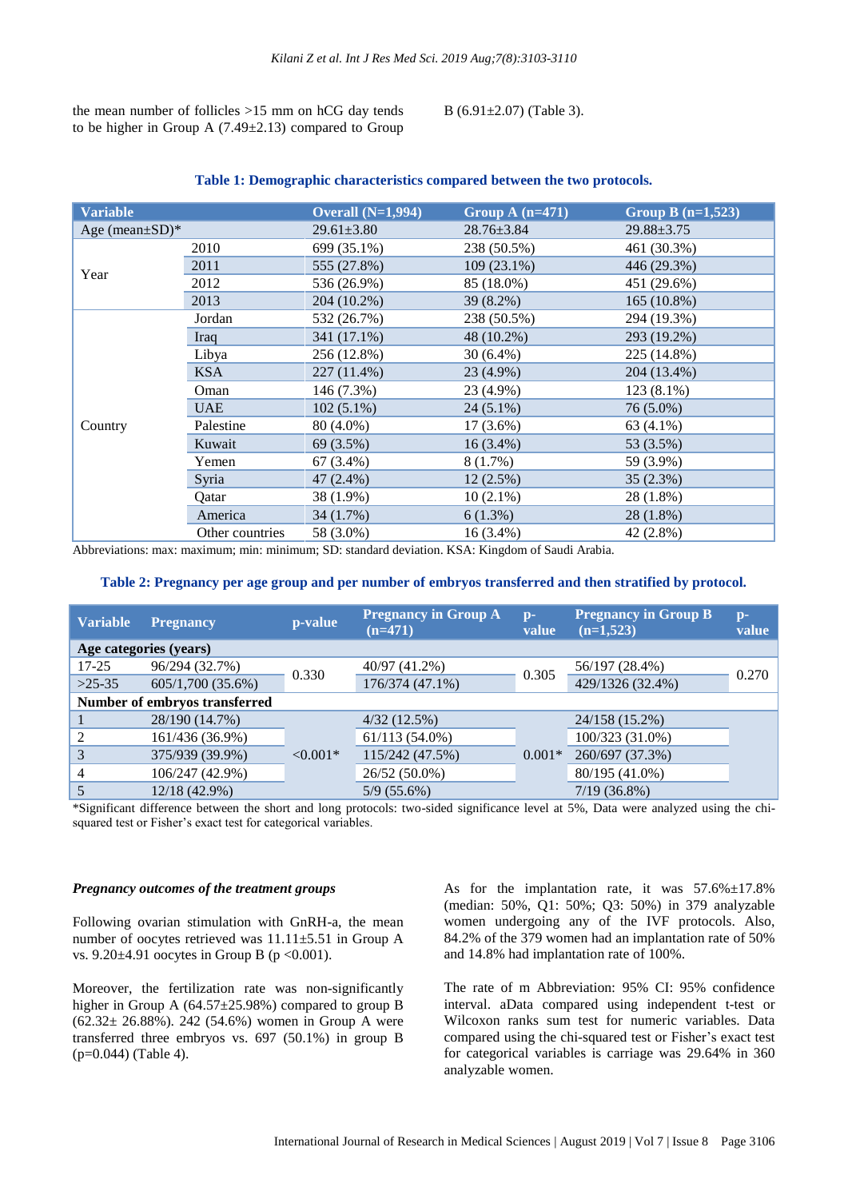the mean number of follicles >15 mm on hCG day tends to be higher in Group A (7.49±2.13) compared to Group B (6.91±2.07) (Table 3).

**Table 1: Demographic characteristics compared between the two protocols.**

| Variable | | Overall (N=1,994) | Group A (n=471) | Group B (n=1,523) |
|---|---|---|---|---|
| Age (mean±SD)* | | 29.61±3.80 | 28.76±3.84 | 29.88±3.75 |
| Year | 2010 | 699 (35.1%) | 238 (50.5%) | 461 (30.3%) |
| | 2011 | 555 (27.8%) | 109 (23.1%) | 446 (29.3%) |
| | 2012 | 536 (26.9%) | 85 (18.0%) | 451 (29.6%) |
| | 2013 | 204 (10.2%) | 39 (8.2%) | 165 (10.8%) |
| Country | Jordan | 532 (26.7%) | 238 (50.5%) | 294 (19.3%) |
| | Iraq | 341 (17.1%) | 48 (10.2%) | 293 (19.2%) |
| | Libya | 256 (12.8%) | 30 (6.4%) | 225 (14.8%) |
| | KSA | 227 (11.4%) | 23 (4.9%) | 204 (13.4%) |
| | Oman | 146 (7.3%) | 23 (4.9%) | 123 (8.1%) |
| | UAE | 102 (5.1%) | 24 (5.1%) | 76 (5.0%) |
| | Palestine | 80 (4.0%) | 17 (3.6%) | 63 (4.1%) |
| | Kuwait | 69 (3.5%) | 16 (3.4%) | 53 (3.5%) |
| | Yemen | 67 (3.4%) | 8 (1.7%) | 59 (3.9%) |
| | Syria | 47 (2.4%) | 12 (2.5%) | 35 (2.3%) |
| | Qatar | 38 (1.9%) | 10 (2.1%) | 28 (1.8%) |
| | America | 34 (1.7%) | 6 (1.3%) | 28 (1.8%) |
| | Other countries | 58 (3.0%) | 16 (3.4%) | 42 (2.8%) |

Abbreviations: max: maximum; min: minimum; SD: standard deviation. KSA: Kingdom of Saudi Arabia.

**Table 2: Pregnancy per age group and per number of embryos transferred and then stratified by protocol.**

| Variable | Pregnancy | p-value | Pregnancy in Group A (n=471) | p-value | Pregnancy in Group B (n=1,523) | p-value |
|---|---|---|---|---|---|---|
| **Age categories (years)** | | | | | | |
| 17-25 | 96/294 (32.7%) | 0.330 | 40/97 (41.2%) | 0.305 | 56/197 (28.4%) | 0.270 |
| >25-35 | 605/1,700 (35.6%) | | 176/374 (47.1%) | | 429/1326 (32.4%) | |
| **Number of embryos transferred** | | | | | | |
| 1 | 28/190 (14.7%) | <0.001* | 4/32 (12.5%) | 0.001* | 24/158 (15.2%) | |
| 2 | 161/436 (36.9%) | | 61/113 (54.0%) | | 100/323 (31.0%) | |
| 3 | 375/939 (39.9%) | | 115/242 (47.5%) | | 260/697 (37.3%) | |
| 4 | 106/247 (42.9%) | | 26/52 (50.0%) | | 80/195 (41.0%) | |
| 5 | 12/18 (42.9%) | | 5/9 (55.6%) | | 7/19 (36.8%) | |

*Significant difference between the short and long protocols: two-sided significance level at 5%, Data were analyzed using the chi-squared test or Fisher's exact test for categorical variables.

***Pregnancy outcomes of the treatment groups***

Following ovarian stimulation with GnRH-a, the mean number of oocytes retrieved was 11.11±5.51 in Group A vs. 9.20±4.91 oocytes in Group B (p <0.001).

Moreover, the fertilization rate was non-significantly higher in Group A (64.57±25.98%) compared to group B (62.32± 26.88%). 242 (54.6%) women in Group A were transferred three embryos vs. 697 (50.1%) in group B (p=0.044) (Table 4).

As for the implantation rate, it was 57.6%±17.8% (median: 50%, Q1: 50%; Q3: 50%) in 379 analyzable women undergoing any of the IVF protocols. Also, 84.2% of the 379 women had an implantation rate of 50% and 14.8% had implantation rate of 100%.

The rate of m Abbreviation: 95% CI: 95% confidence interval. aData compared using independent t-test or Wilcoxon ranks sum test for numeric variables. Data compared using the chi-squared test or Fisher's exact test for categorical variables is carriage was 29.64% in 360 analyzable women.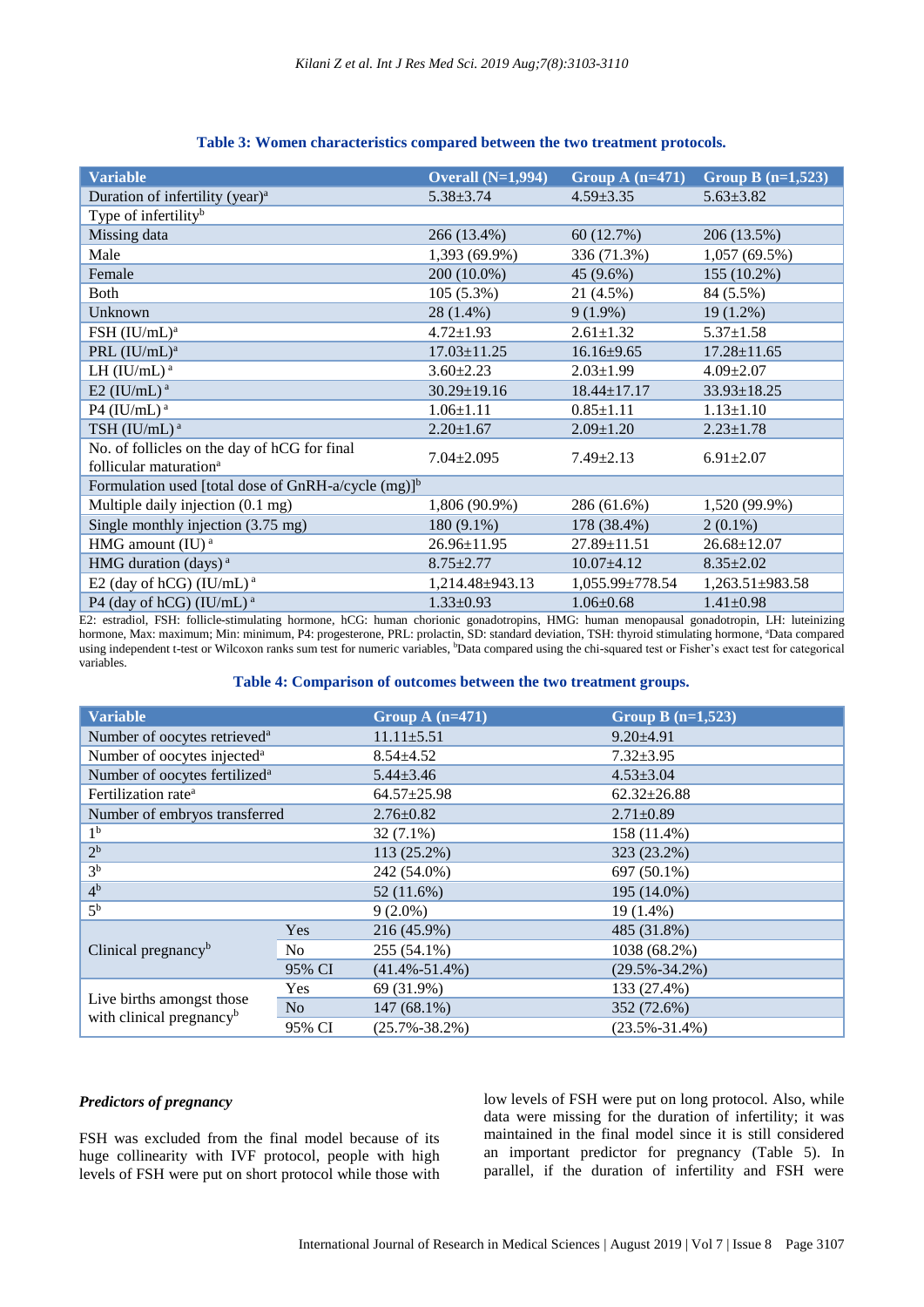**Table 3: Women characteristics compared between the two treatment protocols.**

| Variable | Overall (N=1,994) | Group A (n=471) | Group B (n=1,523) |
|---|---|---|---|
| Duration of infertility (year)[a] | 5.38±3.74 | 4.59±3.35 | 5.63±3.82 |
| Type of infertility[b] | | | |
| Missing data | 266 (13.4%) | 60 (12.7%) | 206 (13.5%) |
| Male | 1,393 (69.9%) | 336 (71.3%) | 1,057 (69.5%) |
| Female | 200 (10.0%) | 45 (9.6%) | 155 (10.2%) |
| Both | 105 (5.3%) | 21 (4.5%) | 84 (5.5%) |
| Unknown | 28 (1.4%) | 9 (1.9%) | 19 (1.2%) |
| FSH (IU/mL)[a] | 4.72±1.93 | 2.61±1.32 | 5.37±1.58 |
| PRL (IU/mL)[a] | 17.03±11.25 | 16.16±9.65 | 17.28±11.65 |
| LH (IU/mL)[a] | 3.60±2.23 | 2.03±1.99 | 4.09±2.07 |
| E2 (IU/mL)[a] | 30.29±19.16 | 18.44±17.17 | 33.93±18.25 |
| P4 (IU/mL)[a] | 1.06±1.11 | 0.85±1.11 | 1.13±1.10 |
| TSH (IU/mL)[a] | 2.20±1.67 | 2.09±1.20 | 2.23±1.78 |
| No. of follicles on the day of hCG for final follicular maturation[a] | 7.04±2.095 | 7.49±2.13 | 6.91±2.07 |
| Formulation used [total dose of GnRH-a/cycle (mg)][b] | | | |
| Multiple daily injection (0.1 mg) | 1,806 (90.9%) | 286 (61.6%) | 1,520 (99.9%) |
| Single monthly injection (3.75 mg) | 180 (9.1%) | 178 (38.4%) | 2 (0.1%) |
| HMG amount (IU)[a] | 26.96±11.95 | 27.89±11.51 | 26.68±12.07 |
| HMG duration (days)[a] | 8.75±2.77 | 10.07±4.12 | 8.35±2.02 |
| E2 (day of hCG) (IU/mL)[a] | 1,214.48±943.13 | 1,055.99±778.54 | 1,263.51±983.58 |
| P4 (day of hCG) (IU/mL)[a] | 1.33±0.93 | 1.06±0.68 | 1.41±0.98 |

E2: estradiol, FSH: follicle-stimulating hormone, hCG: human chorionic gonadotropins, HMG: human menopausal gonadotropin, LH: luteinizing hormone, Max: maximum; Min: minimum, P4: progesterone, PRL: prolactin, SD: standard deviation, TSH: thyroid stimulating hormone, [a]Data compared using independent t-test or Wilcoxon ranks sum test for numeric variables, [b]Data compared using the chi-squared test or Fisher's exact test for categorical variables.

**Table 4: Comparison of outcomes between the two treatment groups.**

| Variable | | Group A (n=471) | Group B (n=1,523) |
|---|---|---|---|
| Number of oocytes retrieved[a] | | 11.11±5.51 | 9.20±4.91 |
| Number of oocytes injected[a] | | 8.54±4.52 | 7.32±3.95 |
| Number of oocytes fertilized[a] | | 5.44±3.46 | 4.53±3.04 |
| Fertilization rate[a] | | 64.57±25.98 | 62.32±26.88 |
| Number of embryos transferred | | 2.76±0.82 | 2.71±0.89 |
| 1[b] | | 32 (7.1%) | 158 (11.4%) |
| 2[b] | | 113 (25.2%) | 323 (23.2%) |
| 3[b] | | 242 (54.0%) | 697 (50.1%) |
| 4[b] | | 52 (11.6%) | 195 (14.0%) |
| 5[b] | | 9 (2.0%) | 19 (1.4%) |
| Clinical pregnancy[b] | Yes | 216 (45.9%) | 485 (31.8%) |
| | No | 255 (54.1%) | 1038 (68.2%) |
| | 95% CI | (41.4%-51.4%) | (29.5%-34.2%) |
| Live births amongst those with clinical pregnancy[b] | Yes | 69 (31.9%) | 133 (27.4%) |
| | No | 147 (68.1%) | 352 (72.6%) |
| | 95% CI | (25.7%-38.2%) | (23.5%-31.4%) |

### *Predictors of pregnancy*

FSH was excluded from the final model because of its huge collinearity with IVF protocol, people with high levels of FSH were put on short protocol while those with low levels of FSH were put on long protocol. Also, while data were missing for the duration of infertility; it was maintained in the final model since it is still considered an important predictor for pregnancy (Table 5). In parallel, if the duration of infertility and FSH were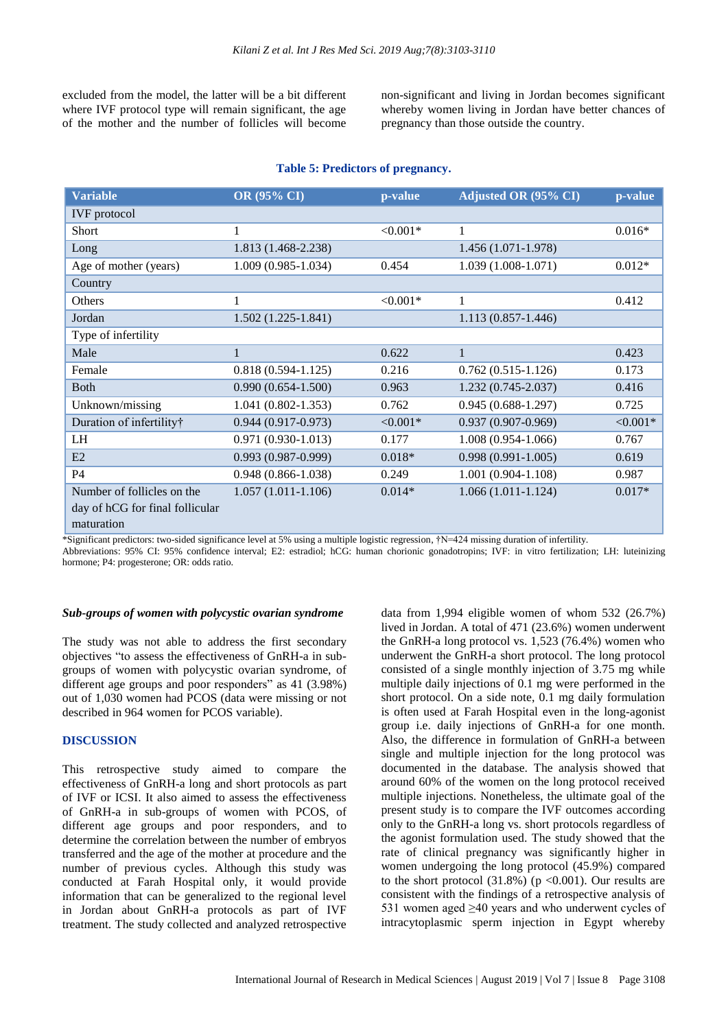excluded from the model, the latter will be a bit different where IVF protocol type will remain significant, the age of the mother and the number of follicles will become non-significant and living in Jordan becomes significant whereby women living in Jordan have better chances of pregnancy than those outside the country.

**Table 5: Predictors of pregnancy.**

| Variable | OR (95% CI) | p-value | Adjusted OR (95% CI) | p-value |
|---|---|---|---|---|
| IVF protocol | | | | |
| Short | 1 | <0.001* | 1 | 0.016* |
| Long | 1.813 (1.468-2.238) | | 1.456 (1.071-1.978) | |
| Age of mother (years) | 1.009 (0.985-1.034) | 0.454 | 1.039 (1.008-1.071) | 0.012* |
| Country | | | | |
| Others | 1 | <0.001* | 1 | 0.412 |
| Jordan | 1.502 (1.225-1.841) | | 1.113 (0.857-1.446) | |
| Type of infertility | | | | |
| Male | 1 | 0.622 | 1 | 0.423 |
| Female | 0.818 (0.594-1.125) | 0.216 | 0.762 (0.515-1.126) | 0.173 |
| Both | 0.990 (0.654-1.500) | 0.963 | 1.232 (0.745-2.037) | 0.416 |
| Unknown/missing | 1.041 (0.802-1.353) | 0.762 | 0.945 (0.688-1.297) | 0.725 |
| Duration of infertility† | 0.944 (0.917-0.973) | <0.001* | 0.937 (0.907-0.969) | <0.001* |
| LH | 0.971 (0.930-1.013) | 0.177 | 1.008 (0.954-1.066) | 0.767 |
| E2 | 0.993 (0.987-0.999) | 0.018* | 0.998 (0.991-1.005) | 0.619 |
| P4 | 0.948 (0.866-1.038) | 0.249 | 1.001 (0.904-1.108) | 0.987 |
| Number of follicles on the day of hCG for final follicular maturation | 1.057 (1.011-1.106) | 0.014* | 1.066 (1.011-1.124) | 0.017* |

*Significant predictors: two-sided significance level at 5% using a multiple logistic regression, †N=424 missing duration of infertility.
Abbreviations: 95% CI: 95% confidence interval; E2: estradiol; hCG: human chorionic gonadotropins; IVF: in vitro fertilization; LH: luteinizing hormone; P4: progesterone; OR: odds ratio.

### *Sub-groups of women with polycystic ovarian syndrome*

The study was not able to address the first secondary objectives "to assess the effectiveness of GnRH-a in sub-groups of women with polycystic ovarian syndrome, of different age groups and poor responders" as 41 (3.98%) out of 1,030 women had PCOS (data were missing or not described in 964 women for PCOS variable).

## DISCUSSION

This retrospective study aimed to compare the effectiveness of GnRH-a long and short protocols as part of IVF or ICSI. It also aimed to assess the effectiveness of GnRH-a in sub-groups of women with PCOS, of different age groups and poor responders, and to determine the correlation between the number of embryos transferred and the age of the mother at procedure and the number of previous cycles. Although this study was conducted at Farah Hospital only, it would provide information that can be generalized to the regional level in Jordan about GnRH-a protocols as part of IVF treatment. The study collected and analyzed retrospective data from 1,994 eligible women of whom 532 (26.7%) lived in Jordan. A total of 471 (23.6%) women underwent the GnRH-a long protocol vs. 1,523 (76.4%) women who underwent the GnRH-a short protocol. The long protocol consisted of a single monthly injection of 3.75 mg while multiple daily injections of 0.1 mg were performed in the short protocol. On a side note, 0.1 mg daily formulation is often used at Farah Hospital even in the long-agonist group i.e. daily injections of GnRH-a for one month. Also, the difference in formulation of GnRH-a between single and multiple injection for the long protocol was documented in the database. The analysis showed that around 60% of the women on the long protocol received multiple injections. Nonetheless, the ultimate goal of the present study is to compare the IVF outcomes according only to the GnRH-a long vs. short protocols regardless of the agonist formulation used. The study showed that the rate of clinical pregnancy was significantly higher in women undergoing the long protocol (45.9%) compared to the short protocol (31.8%) (p <0.001). Our results are consistent with the findings of a retrospective analysis of 531 women aged ≥40 years and who underwent cycles of intracytoplasmic sperm injection in Egypt whereby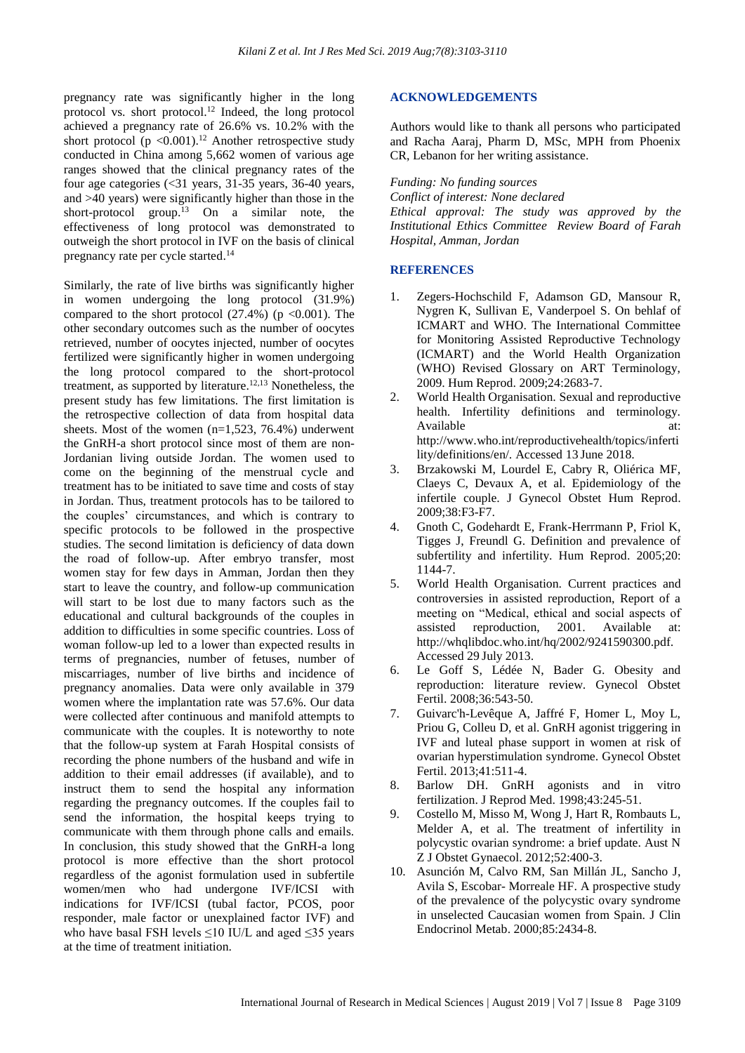pregnancy rate was significantly higher in the long protocol vs. short protocol.[12] Indeed, the long protocol achieved a pregnancy rate of 26.6% vs. 10.2% with the short protocol ($p < 0.001$).[12] Another retrospective study conducted in China among 5,662 women of various age ranges showed that the clinical pregnancy rates of the four age categories (<31 years, 31-35 years, 36-40 years, and >40 years) were significantly higher than those in the short-protocol group.[13] On a similar note, the effectiveness of long protocol was demonstrated to outweigh the short protocol in IVF on the basis of clinical pregnancy rate per cycle started.[14]

Similarly, the rate of live births was significantly higher in women undergoing the long protocol (31.9%) compared to the short protocol (27.4%) ($p < 0.001$). The other secondary outcomes such as the number of oocytes retrieved, number of oocytes injected, number of oocytes fertilized were significantly higher in women undergoing the long protocol compared to the short-protocol treatment, as supported by literature.[12,13] Nonetheless, the present study has few limitations. The first limitation is the retrospective collection of data from hospital data sheets. Most of the women (n=1,523, 76.4%) underwent the GnRH-a short protocol since most of them are non-Jordanian living outside Jordan. The women used to come on the beginning of the menstrual cycle and treatment has to be initiated to save time and costs of stay in Jordan. Thus, treatment protocols has to be tailored to the couples' circumstances, and which is contrary to specific protocols to be followed in the prospective studies. The second limitation is deficiency of data down the road of follow-up. After embryo transfer, most women stay for few days in Amman, Jordan then they start to leave the country, and follow-up communication will start to be lost due to many factors such as the educational and cultural backgrounds of the couples in addition to difficulties in some specific countries. Loss of woman follow-up led to a lower than expected results in terms of pregnancies, number of fetuses, number of miscarriages, number of live births and incidence of pregnancy anomalies. Data were only available in 379 women where the implantation rate was 57.6%. Our data were collected after continuous and manifold attempts to communicate with the couples. It is noteworthy to note that the follow-up system at Farah Hospital consists of recording the phone numbers of the husband and wife in addition to their email addresses (if available), and to instruct them to send the hospital any information regarding the pregnancy outcomes. If the couples fail to send the information, the hospital keeps trying to communicate with them through phone calls and emails. In conclusion, this study showed that the GnRH-a long protocol is more effective than the short protocol regardless of the agonist formulation used in subfertile women/men who had undergone IVF/ICSI with indications for IVF/ICSI (tubal factor, PCOS, poor responder, male factor or unexplained factor IVF) and who have basal FSH levels ≤10 IU/L and aged ≤35 years at the time of treatment initiation.

## ACKNOWLEDGEMENTS

Authors would like to thank all persons who participated and Racha Aaraj, Pharm D, MSc, MPH from Phoenix CR, Lebanon for her writing assistance.

*Funding: No funding sources*
*Conflict of interest: None declared*
*Ethical approval: The study was approved by the Institutional Ethics Committee Review Board of Farah Hospital, Amman, Jordan*

## REFERENCES

1. Zegers-Hochschild F, Adamson GD, Mansour R, Nygren K, Sullivan E, Vanderpoel S. On behlaf of ICMART and WHO. The International Committee for Monitoring Assisted Reproductive Technology (ICMART) and the World Health Organization (WHO) Revised Glossary on ART Terminology, 2009. Hum Reprod. 2009;24:2683-7.
2. World Health Organisation. Sexual and reproductive health. Infertility definitions and terminology. Available at: http://www.who.int/reproductivehealth/topics/infertility/definitions/en/. Accessed 13 June 2018.
3. Brzakowski M, Lourdel E, Cabry R, Oliérica MF, Claeys C, Devaux A, et al. Epidemiology of the infertile couple. J Gynecol Obstet Hum Reprod. 2009;38:F3-F7.
4. Gnoth C, Godehardt E, Frank-Herrmann P, Friol K, Tigges J, Freundl G. Definition and prevalence of subfertility and infertility. Hum Reprod. 2005;20: 1144-7.
5. World Health Organisation. Current practices and controversies in assisted reproduction, Report of a meeting on "Medical, ethical and social aspects of assisted reproduction, 2001. Available at: http://whqlibdoc.who.int/hq/2002/9241590300.pdf. Accessed 29 July 2013.
6. Le Goff S, Lédée N, Bader G. Obesity and reproduction: literature review. Gynecol Obstet Fertil. 2008;36:543-50.
7. Guivarc'h-Levêque A, Jaffré F, Homer L, Moy L, Priou G, Colleu D, et al. GnRH agonist triggering in IVF and luteal phase support in women at risk of ovarian hyperstimulation syndrome. Gynecol Obstet Fertil. 2013;41:511-4.
8. Barlow DH. GnRH agonists and in vitro fertilization. J Reprod Med. 1998;43:245-51.
9. Costello M, Misso M, Wong J, Hart R, Rombauts L, Melder A, et al. The treatment of infertility in polycystic ovarian syndrome: a brief update. Aust N Z J Obstet Gynaecol. 2012;52:400-3.
10. Asunción M, Calvo RM, San Millán JL, Sancho J, Avila S, Escobar- Morreale HF. A prospective study of the prevalence of the polycystic ovary syndrome in unselected Caucasian women from Spain. J Clin Endocrinol Metab. 2000;85:2434-8.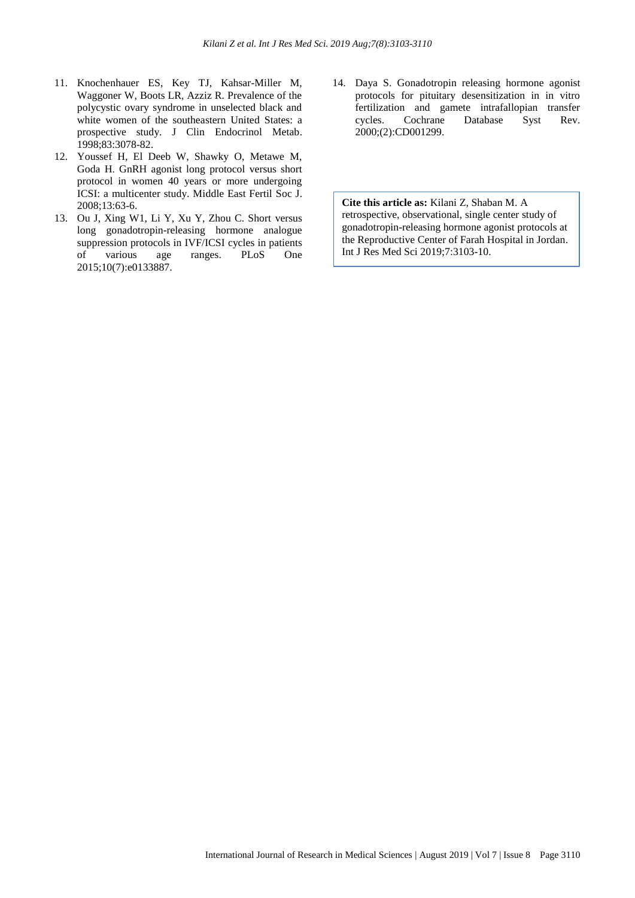11. Knochenhauer ES, Key TJ, Kahsar-Miller M, Waggoner W, Boots LR, Azziz R. Prevalence of the polycystic ovary syndrome in unselected black and white women of the southeastern United States: a prospective study. J Clin Endocrinol Metab. 1998;83:3078-82.
12. Youssef H, El Deeb W, Shawky O, Metawe M, Goda H. GnRH agonist long protocol versus short protocol in women 40 years or more undergoing ICSI: a multicenter study. Middle East Fertil Soc J. 2008;13:63-6.
13. Ou J, Xing W1, Li Y, Xu Y, Zhou C. Short versus long gonadotropin-releasing hormone analogue suppression protocols in IVF/ICSI cycles in patients of various age ranges. PLoS One 2015;10(7):e0133887.
14. Daya S. Gonadotropin releasing hormone agonist protocols for pituitary desensitization in in vitro fertilization and gamete intrafallopian transfer cycles. Cochrane Database Syst Rev. 2000;(2):CD001299.

**Cite this article as:** Kilani Z, Shaban M. A retrospective, observational, single center study of gonadotropin-releasing hormone agonist protocols at the Reproductive Center of Farah Hospital in Jordan. Int J Res Med Sci 2019;7:3103-10.